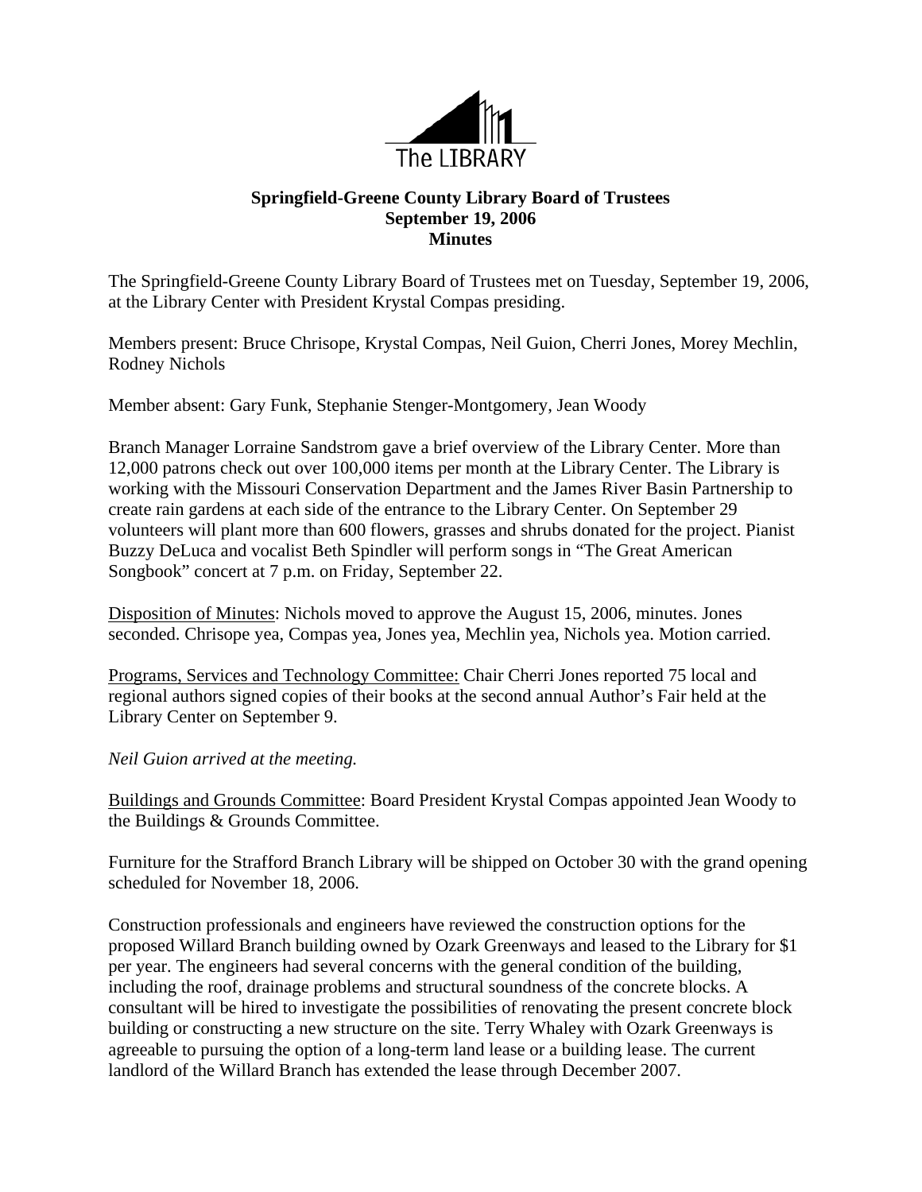The LIBRARY

**Springfield-Greene County Library Board of Trustees**
**September 19, 2006**
**Minutes**

The Springfield-Greene County Library Board of Trustees met on Tuesday, September 19, 2006, at the Library Center with President Krystal Compas presiding.

Members present: Bruce Chrisope, Krystal Compas, Neil Guion, Cherri Jones, Morey Mechlin, Rodney Nichols

Member absent: Gary Funk, Stephanie Stenger-Montgomery, Jean Woody

Branch Manager Lorraine Sandstrom gave a brief overview of the Library Center. More than 12,000 patrons check out over 100,000 items per month at the Library Center. The Library is working with the Missouri Conservation Department and the James River Basin Partnership to create rain gardens at each side of the entrance to the Library Center. On September 29 volunteers will plant more than 600 flowers, grasses and shrubs donated for the project. Pianist Buzzy DeLuca and vocalist Beth Spindler will perform songs in "The Great American Songbook" concert at 7 p.m. on Friday, September 22.

Disposition of Minutes: Nichols moved to approve the August 15, 2006, minutes. Jones seconded. Chrisope yea, Compas yea, Jones yea, Mechlin yea, Nichols yea. Motion carried.

Programs, Services and Technology Committee: Chair Cherri Jones reported 75 local and regional authors signed copies of their books at the second annual Author's Fair held at the Library Center on September 9.

*Neil Guion arrived at the meeting.*

Buildings and Grounds Committee: Board President Krystal Compas appointed Jean Woody to the Buildings & Grounds Committee.

Furniture for the Strafford Branch Library will be shipped on October 30 with the grand opening scheduled for November 18, 2006.

Construction professionals and engineers have reviewed the construction options for the proposed Willard Branch building owned by Ozark Greenways and leased to the Library for $1 per year. The engineers had several concerns with the general condition of the building, including the roof, drainage problems and structural soundness of the concrete blocks. A consultant will be hired to investigate the possibilities of renovating the present concrete block building or constructing a new structure on the site. Terry Whaley with Ozark Greenways is agreeable to pursuing the option of a long-term land lease or a building lease. The current landlord of the Willard Branch has extended the lease through December 2007.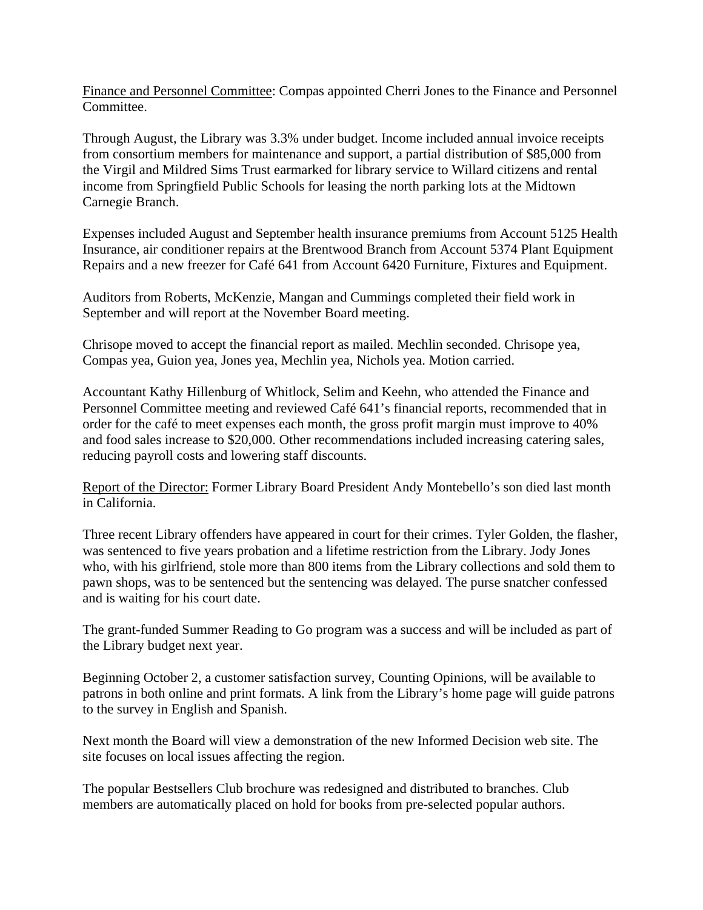Finance and Personnel Committee: Compas appointed Cherri Jones to the Finance and Personnel Committee.

Through August, the Library was 3.3% under budget. Income included annual invoice receipts from consortium members for maintenance and support, a partial distribution of $85,000 from the Virgil and Mildred Sims Trust earmarked for library service to Willard citizens and rental income from Springfield Public Schools for leasing the north parking lots at the Midtown Carnegie Branch.

Expenses included August and September health insurance premiums from Account 5125 Health Insurance, air conditioner repairs at the Brentwood Branch from Account 5374 Plant Equipment Repairs and a new freezer for Café 641 from Account 6420 Furniture, Fixtures and Equipment.

Auditors from Roberts, McKenzie, Mangan and Cummings completed their field work in September and will report at the November Board meeting.

Chrisope moved to accept the financial report as mailed. Mechlin seconded. Chrisope yea, Compas yea, Guion yea, Jones yea, Mechlin yea, Nichols yea. Motion carried.

Accountant Kathy Hillenburg of Whitlock, Selim and Keehn, who attended the Finance and Personnel Committee meeting and reviewed Café 641's financial reports, recommended that in order for the café to meet expenses each month, the gross profit margin must improve to 40% and food sales increase to $20,000. Other recommendations included increasing catering sales, reducing payroll costs and lowering staff discounts.

Report of the Director: Former Library Board President Andy Montebello's son died last month in California.

Three recent Library offenders have appeared in court for their crimes. Tyler Golden, the flasher, was sentenced to five years probation and a lifetime restriction from the Library. Jody Jones who, with his girlfriend, stole more than 800 items from the Library collections and sold them to pawn shops, was to be sentenced but the sentencing was delayed. The purse snatcher confessed and is waiting for his court date.

The grant-funded Summer Reading to Go program was a success and will be included as part of the Library budget next year.

Beginning October 2, a customer satisfaction survey, Counting Opinions, will be available to patrons in both online and print formats. A link from the Library's home page will guide patrons to the survey in English and Spanish.

Next month the Board will view a demonstration of the new Informed Decision web site. The site focuses on local issues affecting the region.

The popular Bestsellers Club brochure was redesigned and distributed to branches. Club members are automatically placed on hold for books from pre-selected popular authors.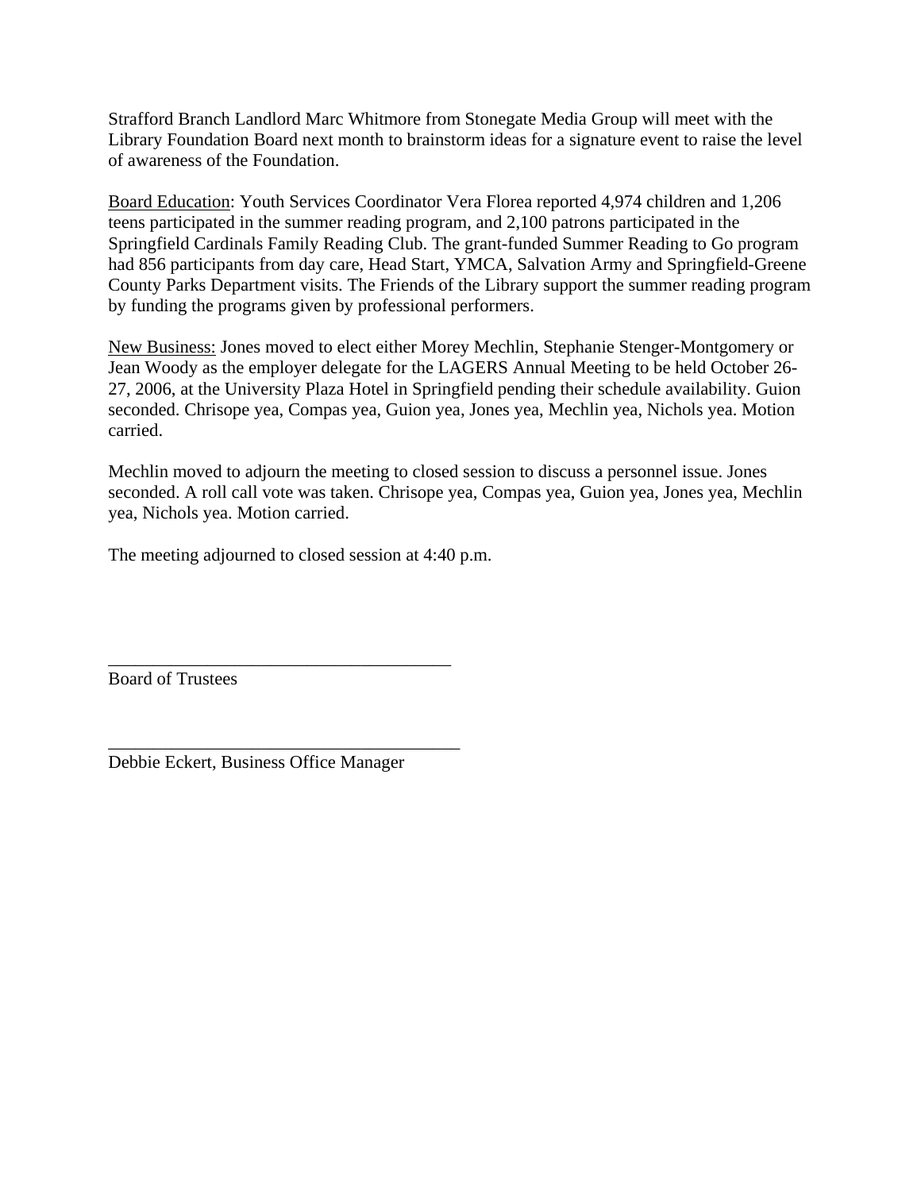Strafford Branch Landlord Marc Whitmore from Stonegate Media Group will meet with the Library Foundation Board next month to brainstorm ideas for a signature event to raise the level of awareness of the Foundation.

<u>Board Education</u>: Youth Services Coordinator Vera Florea reported 4,974 children and 1,206 teens participated in the summer reading program, and 2,100 patrons participated in the Springfield Cardinals Family Reading Club. The grant-funded Summer Reading to Go program had 856 participants from day care, Head Start, YMCA, Salvation Army and Springfield-Greene County Parks Department visits. The Friends of the Library support the summer reading program by funding the programs given by professional performers.

<u>New Business:</u> Jones moved to elect either Morey Mechlin, Stephanie Stenger-Montgomery or Jean Woody as the employer delegate for the LAGERS Annual Meeting to be held October 26-27, 2006, at the University Plaza Hotel in Springfield pending their schedule availability. Guion seconded. Chrisope yea, Compas yea, Guion yea, Jones yea, Mechlin yea, Nichols yea. Motion carried.

Mechlin moved to adjourn the meeting to closed session to discuss a personnel issue. Jones seconded. A roll call vote was taken. Chrisope yea, Compas yea, Guion yea, Jones yea, Mechlin yea, Nichols yea. Motion carried.

The meeting adjourned to closed session at 4:40 p.m.

\_\_\_\_\_\_\_\_\_\_\_\_\_\_\_\_\_\_\_\_\_\_\_\_\_\_\_\_\_\_\_\_\_\_\_\_\_\_\_

Board of Trustees

\_\_\_\_\_\_\_\_\_\_\_\_\_\_\_\_\_\_\_\_\_\_\_\_\_\_\_\_\_\_\_\_\_\_\_\_\_\_\_

Debbie Eckert, Business Office Manager